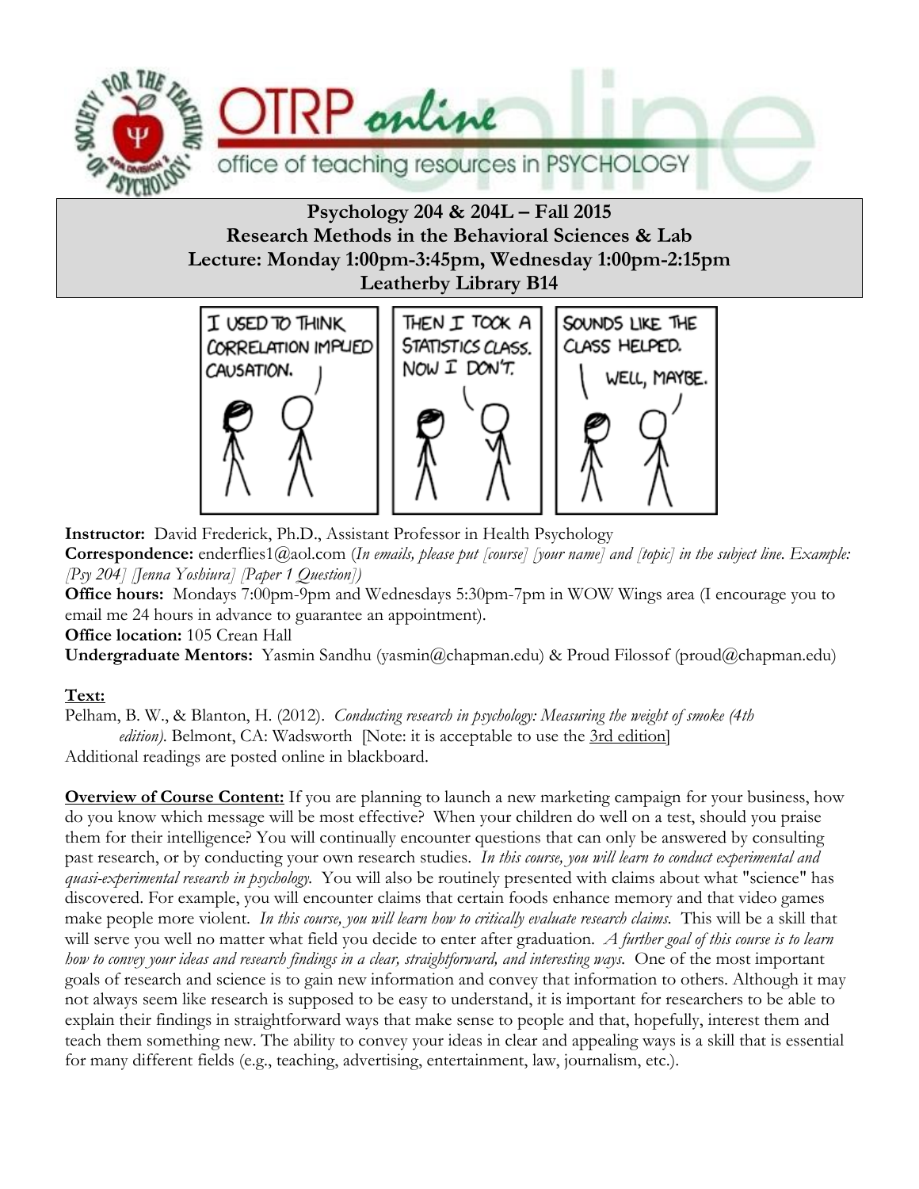# Psychology 204 & 204L – Fall 2015
## Research Methods in the Behavioral Sciences & Lab
### Lecture: Monday 1:00pm-3:45pm, Wednesday 1:00pm-2:15pm
### Leatherby Library B14

**Instructor:** David Frederick, Ph.D., Assistant Professor in Health Psychology

**Correspondence:** enderflies1@aol.com (*In emails, please put [course] [your name] and [topic] in the subject line. Example: [Psy 204] [Jenna Yoshiura] [Paper 1 Question]*)

**Office hours:** Mondays 7:00pm-9pm and Wednesdays 5:30pm-7pm in WOW Wings area (I encourage you to email me 24 hours in advance to guarantee an appointment).

**Office location:** 105 Crean Hall

**Undergraduate Mentors:** Yasmin Sandhu (yasmin@chapman.edu) & Proud Filossof (proud@chapman.edu)

**Text:**

Pelham, B. W., & Blanton, H. (2012). *Conducting research in psychology: Measuring the weight of smoke (4th edition).* Belmont, CA: Wadsworth [Note: it is acceptable to use the 3rd edition]

Additional readings are posted online in blackboard.

**Overview of Course Content:** If you are planning to launch a new marketing campaign for your business, how do you know which message will be most effective? When your children do well on a test, should you praise them for their intelligence? You will continually encounter questions that can only be answered by consulting past research, or by conducting your own research studies. *In this course, you will learn to conduct experimental and quasi-experimental research in psychology.* You will also be routinely presented with claims about what "science" has discovered. For example, you will encounter claims that certain foods enhance memory and that video games make people more violent. *In this course, you will learn how to critically evaluate research claims.* This will be a skill that will serve you well no matter what field you decide to enter after graduation. *A further goal of this course is to learn how to convey your ideas and research findings in a clear, straightforward, and interesting ways.* One of the most important goals of research and science is to gain new information and convey that information to others. Although it may not always seem like research is supposed to be easy to understand, it is important for researchers to be able to explain their findings in straightforward ways that make sense to people and that, hopefully, interest them and teach them something new. The ability to convey your ideas in clear and appealing ways is a skill that is essential for many different fields (e.g., teaching, advertising, entertainment, law, journalism, etc.).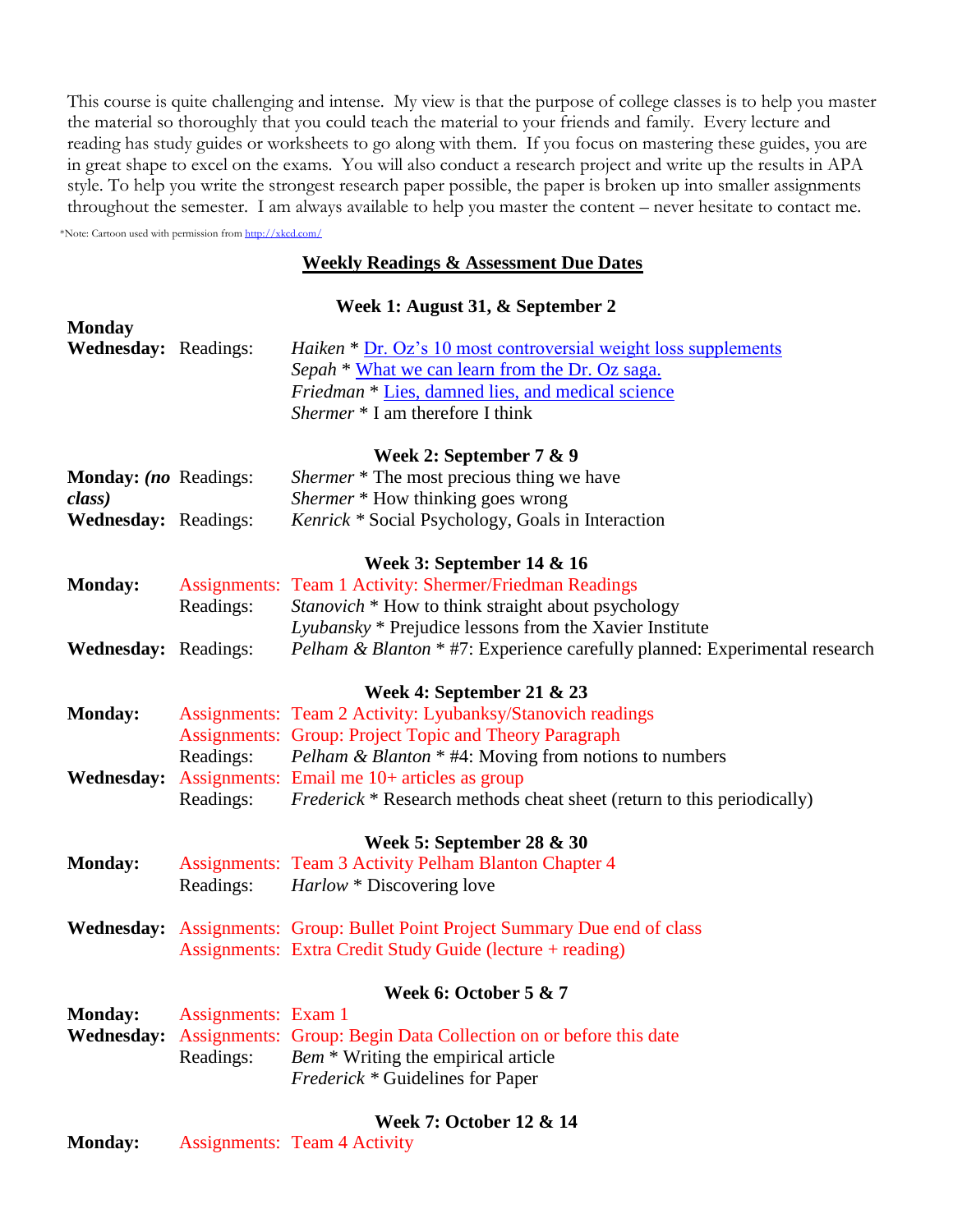This course is quite challenging and intense. My view is that the purpose of college classes is to help you master the material so thoroughly that you could teach the material to your friends and family. Every lecture and reading has study guides or worksheets to go along with them. If you focus on mastering these guides, you are in great shape to excel on the exams. You will also conduct a research project and write up the results in APA style. To help you write the strongest research paper possible, the paper is broken up into smaller assignments throughout the semester. I am always available to help you master the content – never hesitate to contact me.

*Note: Cartoon used with permission from [http://xkcd.com/](http://xkcd.com/)

## Weekly Readings & Assessment Due Dates

### Week 1: August 31, & September 2

**Monday**

**Wednesday:** Readings:
- *Haiken* * [Dr. Oz's 10 most controversial weight loss supplements]()
- *Sepah* * [What we can learn from the Dr. Oz saga.]()
- *Friedman* * [Lies, damned lies, and medical science]()
- *Shermer* * I am therefore I think

### Week 2: September 7 & 9

**Monday: *(no class)*** Readings:
- *Shermer* * The most precious thing we have
- *Shermer* * How thinking goes wrong

**Wednesday:** Readings:
- *Kenrick* * Social Psychology, Goals in Interaction

### Week 3: September 14 & 16

**Monday:**
- Assignments: Team 1 Activity: Shermer/Friedman Readings
- Readings: *Stanovich* * How to think straight about psychology
- *Lyubansky* * Prejudice lessons from the Xavier Institute

**Wednesday:** Readings:
- *Pelham & Blanton* * #7: Experience carefully planned: Experimental research

### Week 4: September 21 & 23

**Monday:**
- Assignments: Team 2 Activity: Lyubanksy/Stanovich readings
- Assignments: Group: Project Topic and Theory Paragraph
- Readings: *Pelham & Blanton* * #4: Moving from notions to numbers

**Wednesday:**
- Assignments: Email me 10+ articles as group
- Readings: *Frederick* * Research methods cheat sheet (return to this periodically)

### Week 5: September 28 & 30

**Monday:**
- Assignments: Team 3 Activity Pelham Blanton Chapter 4
- Readings: *Harlow* * Discovering love

**Wednesday:**
- Assignments: Group: Bullet Point Project Summary Due end of class
- Assignments: Extra Credit Study Guide (lecture + reading)

### Week 6: October 5 & 7

**Monday:**
- Assignments: Exam 1

**Wednesday:**
- Assignments: Group: Begin Data Collection on or before this date
- Readings: *Bem* * Writing the empirical article
- *Frederick* * Guidelines for Paper

### Week 7: October 12 & 14

**Monday:**
- Assignments: Team 4 Activity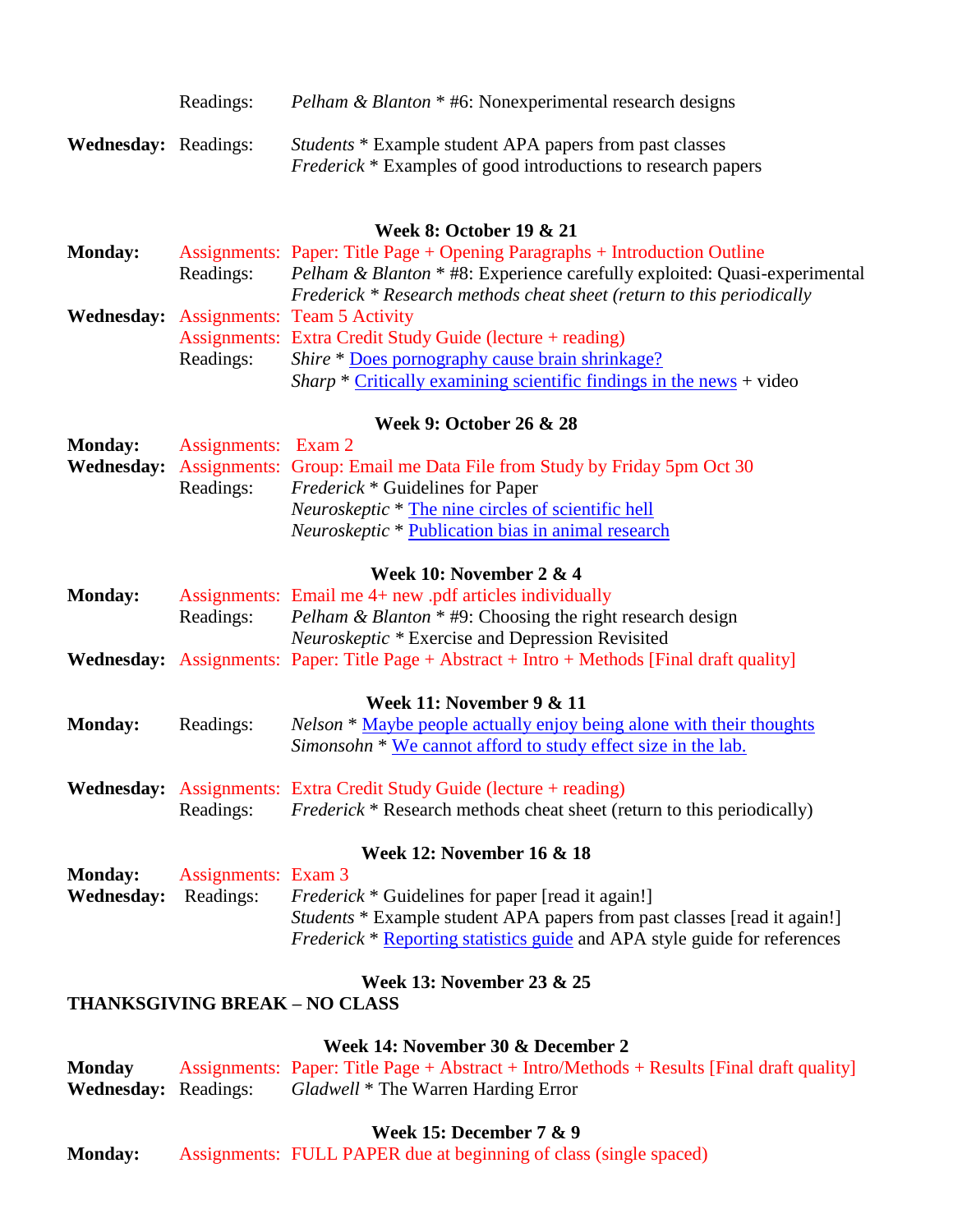| | | |
|---|---|---|
| | Readings: | *Pelham & Blanton* * #6: Nonexperimental research designs |
| **Wednesday:** | Readings: | *Students* * Example student APA papers from past classes<br>*Frederick* * Examples of good introductions to research papers |

**Week 8: October 19 & 21**

| | | |
|---|---|---|
| **Monday:** | Assignments: | Paper: Title Page + Opening Paragraphs + Introduction Outline |
| | Readings: | *Pelham & Blanton* * #8: Experience carefully exploited: Quasi-experimental<br>*Frederick* * *Research methods cheat sheet (return to this periodically* |
| **Wednesday:** | Assignments: | Team 5 Activity |
| | Assignments: | Extra Credit Study Guide (lecture + reading) |
| | Readings: | *Shire* * Does pornography cause brain shrinkage?<br>*Sharp* * Critically examining scientific findings in the news + video |

**Week 9: October 26 & 28**

| | | |
|---|---|---|
| **Monday:** | Assignments: | Exam 2 |
| **Wednesday:** | Assignments: | Group: Email me Data File from Study by Friday 5pm Oct 30 |
| | Readings: | *Frederick* * Guidelines for Paper<br>*Neuroskeptic* * The nine circles of scientific hell<br>*Neuroskeptic* * Publication bias in animal research |

**Week 10: November 2 & 4**

| | | |
|---|---|---|
| **Monday:** | Assignments: | Email me 4+ new .pdf articles individually |
| | Readings: | *Pelham & Blanton* * #9: Choosing the right research design<br>*Neuroskeptic* * Exercise and Depression Revisited |
| **Wednesday:** | Assignments: | Paper: Title Page + Abstract + Intro + Methods [Final draft quality] |

**Week 11: November 9 & 11**

| | | |
|---|---|---|
| **Monday:** | Readings: | *Nelson* * Maybe people actually enjoy being alone with their thoughts<br>*Simonsohn* * We cannot afford to study effect size in the lab. |
| **Wednesday:** | Assignments: | Extra Credit Study Guide (lecture + reading) |
| | Readings: | *Frederick* * Research methods cheat sheet (return to this periodically) |

**Week 12: November 16 & 18**

| | | |
|---|---|---|
| **Monday:** | Assignments: | Exam 3 |
| **Wednesday:** | Readings: | *Frederick* * Guidelines for paper [read it again!]<br>*Students* * Example student APA papers from past classes [read it again!]<br>*Frederick* * Reporting statistics guide and APA style guide for references |

**Week 13: November 23 & 25**

**THANKSGIVING BREAK – NO CLASS**

**Week 14: November 30 & December 2**

| | | |
|---|---|---|
| **Monday** | Assignments: | Paper: Title Page + Abstract + Intro/Methods + Results [Final draft quality] |
| **Wednesday:** | Readings: | *Gladwell* * The Warren Harding Error |

**Week 15: December 7 & 9**

| | | |
|---|---|---|
| **Monday:** | Assignments: | FULL PAPER due at beginning of class (single spaced) |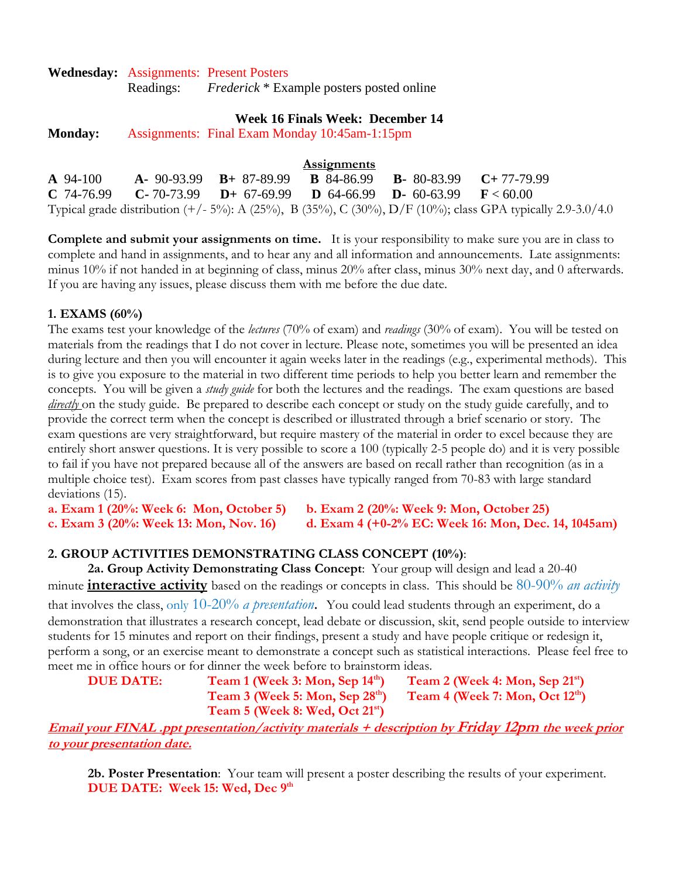**Wednesday:** Assignments: Present Posters
Readings: *Frederick* * Example posters posted online

**Week 16 Finals Week: December 14**

**Monday:** Assignments: Final Exam Monday 10:45am-1:15pm

## Assignments

| | | | | | |
|---|---|---|---|---|---|
| **A** 94-100 | **A-** 90-93.99 | **B+** 87-89.99 | **B** 84-86.99 | **B-** 80-83.99 | **C+** 77-79.99 |
| **C** 74-76.99 | **C-** 70-73.99 | **D+** 67-69.99 | **D** 64-66.99 | **D-** 60-63.99 | **F** < 60.00 |

Typical grade distribution (+/- 5%): A (25%), B (35%), C (30%), D/F (10%); class GPA typically 2.9-3.0/4.0

**Complete and submit your assignments on time.** It is your responsibility to make sure you are in class to complete and hand in assignments, and to hear any and all information and announcements. Late assignments: minus 10% if not handed in at beginning of class, minus 20% after class, minus 30% next day, and 0 afterwards. If you are having any issues, please discuss them with me before the due date.

### 1. EXAMS (60%)

The exams test your knowledge of the *lectures* (70% of exam) and *readings* (30% of exam). You will be tested on materials from the readings that I do not cover in lecture. Please note, sometimes you will be presented an idea during lecture and then you will encounter it again weeks later in the readings (e.g., experimental methods). This is to give you exposure to the material in two different time periods to help you better learn and remember the concepts. You will be given a *study guide* for both the lectures and the readings. The exam questions are based ***directly*** on the study guide. Be prepared to describe each concept or study on the study guide carefully, and to provide the correct term when the concept is described or illustrated through a brief scenario or story. The exam questions are very straightforward, but require mastery of the material in order to excel because they are entirely short answer questions. It is very possible to score a 100 (typically 2-5 people do) and it is very possible to fail if you have not prepared because all of the answers are based on recall rather than recognition (as in a multiple choice test). Exam scores from past classes have typically ranged from 70-83 with large standard deviations (15).

**a. Exam 1 (20%: Week 6: Mon, October 5)**
**b. Exam 2 (20%: Week 9: Mon, October 25)**
**c. Exam 3 (20%: Week 13: Mon, Nov. 16)**
**d. Exam 4 (+0-2% EC: Week 16: Mon, Dec. 14, 1045am)**

### 2. GROUP ACTIVITIES DEMONSTRATING CLASS CONCEPT (10%):

**2a. Group Activity Demonstrating Class Concept**: Your group will design and lead a 20-40 minute **interactive activity** based on the readings or concepts in class. This should be 80-90% *an activity* that involves the class, only 10-20% *a presentation*. You could lead students through an experiment, do a demonstration that illustrates a research concept, lead debate or discussion, skit, send people outside to interview students for 15 minutes and report on their findings, present a study and have people critique or redesign it, perform a song, or an exercise meant to demonstrate a concept such as statistical interactions. Please feel free to meet me in office hours or for dinner the week before to brainstorm ideas.

**DUE DATE:**
**Team 1 (Week 3: Mon, Sep 14th)**
**Team 2 (Week 4: Mon, Sep 21st)**
**Team 3 (Week 5: Mon, Sep 28th)**
**Team 4 (Week 7: Mon, Oct 12th)**
**Team 5 (Week 8: Wed, Oct 21st)**

***Email your FINAL .ppt presentation/activity materials + description by Friday 12pm the week prior to your presentation date.***

**2b. Poster Presentation**: Your team will present a poster describing the results of your experiment.
**DUE DATE: Week 15: Wed, Dec 9th**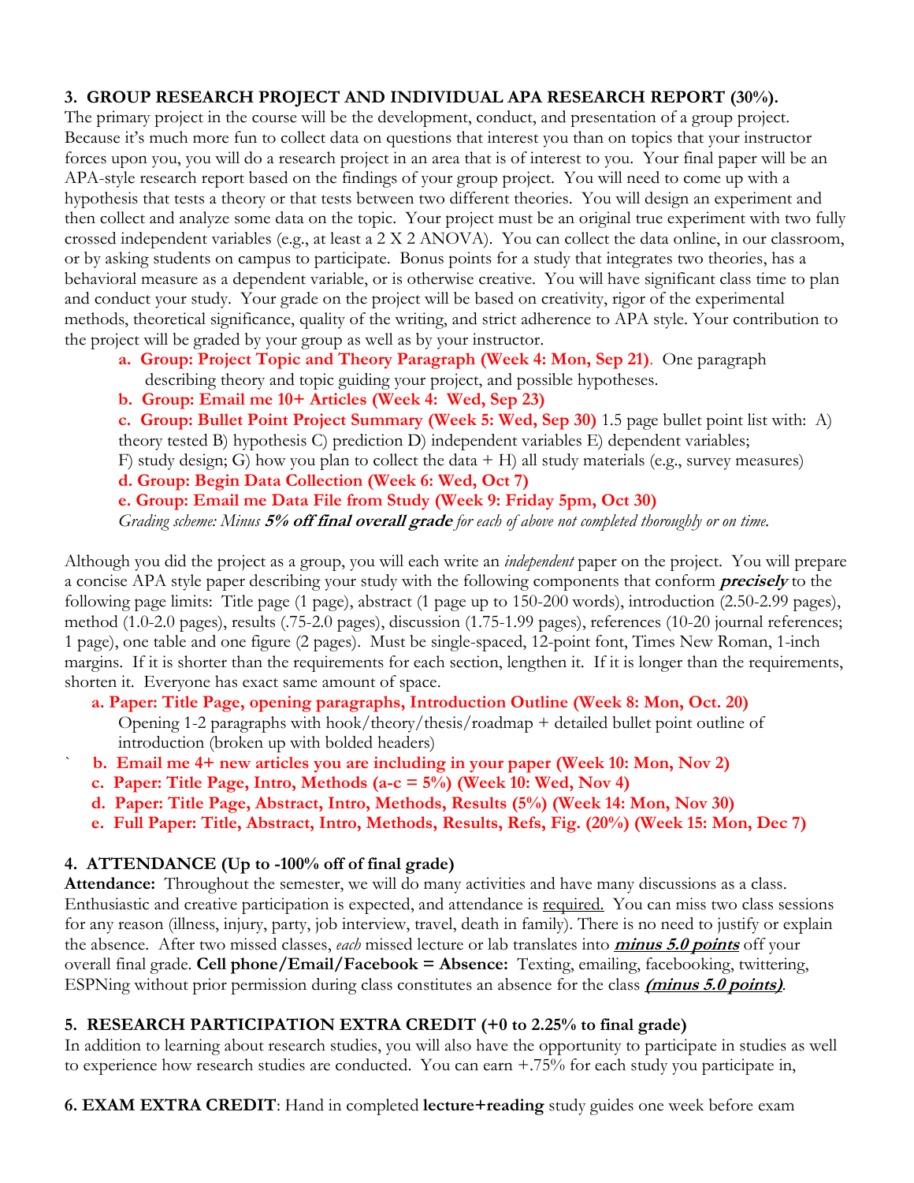### 3. GROUP RESEARCH PROJECT AND INDIVIDUAL APA RESEARCH REPORT (30%).

The primary project in the course will be the development, conduct, and presentation of a group project. Because it's much more fun to collect data on questions that interest you than on topics that your instructor forces upon you, you will do a research project in an area that is of interest to you. Your final paper will be an APA-style research report based on the findings of your group project. You will need to come up with a hypothesis that tests a theory or that tests between two different theories. You will design an experiment and then collect and analyze some data on the topic. Your project must be an original true experiment with two fully crossed independent variables (e.g., at least a 2 X 2 ANOVA). You can collect the data online, in our classroom, or by asking students on campus to participate. Bonus points for a study that integrates two theories, has a behavioral measure as a dependent variable, or is otherwise creative. You will have significant class time to plan and conduct your study. Your grade on the project will be based on creativity, rigor of the experimental methods, theoretical significance, quality of the writing, and strict adherence to APA style. Your contribution to the project will be graded by your group as well as by your instructor.

a. **Group: Project Topic and Theory Paragraph (Week 4: Mon, Sep 21)**. One paragraph describing theory and topic guiding your project, and possible hypotheses.

b. **Group: Email me 10+ Articles (Week 4: Wed, Sep 23)**

c. **Group: Bullet Point Project Summary (Week 5: Wed, Sep 30)** 1.5 page bullet point list with: A) theory tested B) hypothesis C) prediction D) independent variables E) dependent variables; F) study design; G) how you plan to collect the data + H) all study materials (e.g., survey measures)

d. **Group: Begin Data Collection (Week 6: Wed, Oct 7)**

e. **Group: Email me Data File from Study (Week 9: Friday 5pm, Oct 30)**

*Grading scheme: Minus **5% off final overall grade** for each of above not completed thoroughly or on time.*

Although you did the project as a group, you will each write an *independent* paper on the project. You will prepare a concise APA style paper describing your study with the following components that conform ***precisely*** to the following page limits: Title page (1 page), abstract (1 page up to 150-200 words), introduction (2.50-2.99 pages), method (1.0-2.0 pages), results (.75-2.0 pages), discussion (1.75-1.99 pages), references (10-20 journal references; 1 page), one table and one figure (2 pages). Must be single-spaced, 12-point font, Times New Roman, 1-inch margins. If it is shorter than the requirements for each section, lengthen it. If it is longer than the requirements, shorten it. Everyone has exact same amount of space.

a. **Paper: Title Page, opening paragraphs, Introduction Outline (Week 8: Mon, Oct. 20)** Opening 1-2 paragraphs with hook/theory/thesis/roadmap + detailed bullet point outline of introduction (broken up with bolded headers)

b. **Email me 4+ new articles you are including in your paper (Week 10: Mon, Nov 2)**

c. **Paper: Title Page, Intro, Methods (a-c = 5%) (Week 10: Wed, Nov 4)**

d. **Paper: Title Page, Abstract, Intro, Methods, Results (5%) (Week 14: Mon, Nov 30)**

e. **Full Paper: Title, Abstract, Intro, Methods, Results, Refs, Fig. (20%) (Week 15: Mon, Dec 7)**

### 4. ATTENDANCE (Up to -100% off of final grade)

**Attendance:** Throughout the semester, we will do many activities and have many discussions as a class. Enthusiastic and creative participation is expected, and attendance is <u>required.</u> You can miss two class sessions for any reason (illness, injury, party, job interview, travel, death in family). There is no need to justify or explain the absence. After two missed classes, *each* missed lecture or lab translates into ***<u>minus 5.0 points</u>*** off your overall final grade. **Cell phone/Email/Facebook = Absence:** Texting, emailing, facebooking, twittering, ESPNing without prior permission during class constitutes an absence for the class ***<u>(minus 5.0 points)</u>***.

### 5. RESEARCH PARTICIPATION EXTRA CREDIT (+0 to 2.25% to final grade)

In addition to learning about research studies, you will also have the opportunity to participate in studies as well to experience how research studies are conducted. You can earn +.75% for each study you participate in,

**6. EXAM EXTRA CREDIT**: Hand in completed **lecture+reading** study guides one week before exam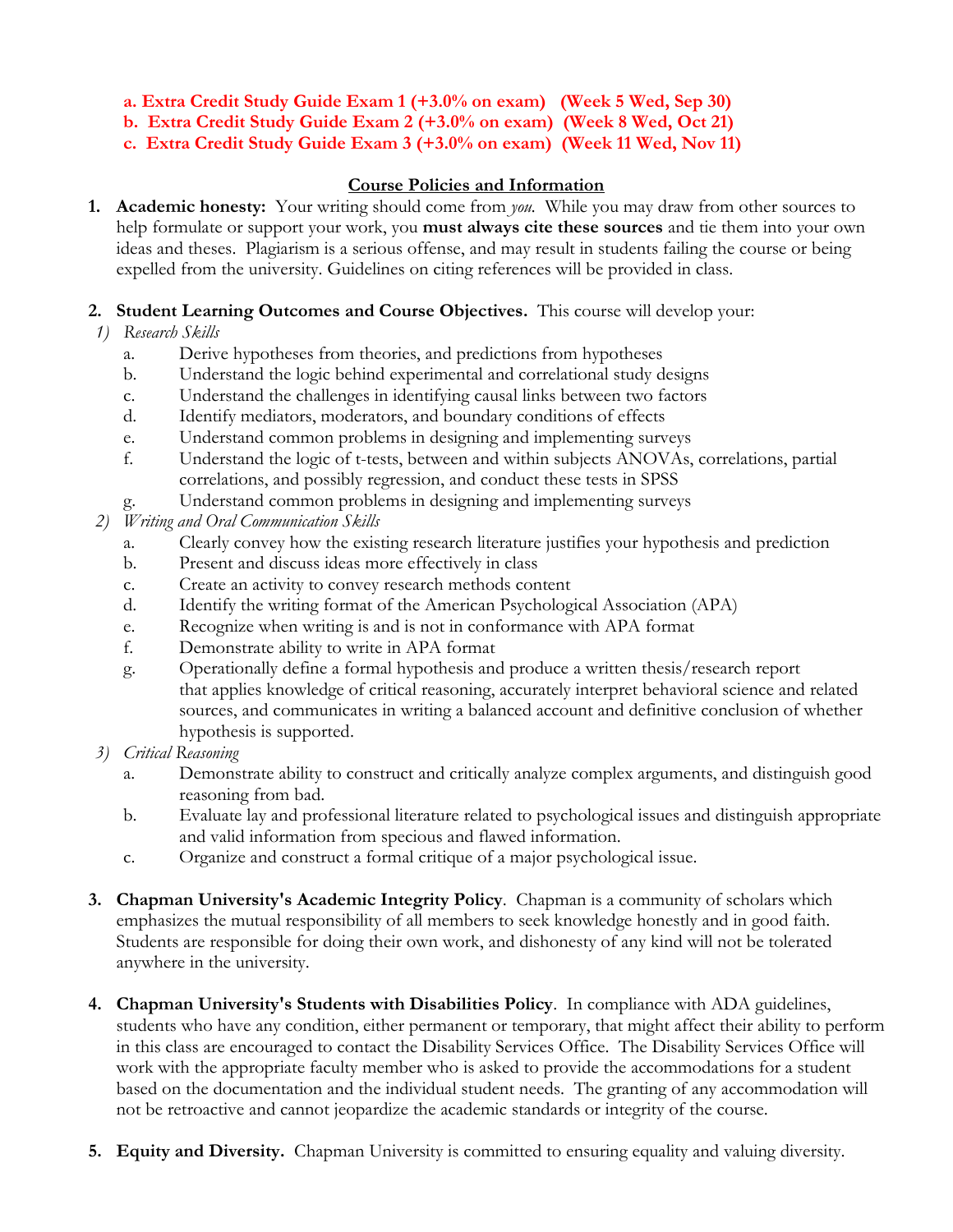**a. Extra Credit Study Guide Exam 1 (+3.0% on exam) (Week 5 Wed, Sep 30)**
**b. Extra Credit Study Guide Exam 2 (+3.0% on exam) (Week 8 Wed, Oct 21)**
**c. Extra Credit Study Guide Exam 3 (+3.0% on exam) (Week 11 Wed, Nov 11)**

## Course Policies and Information

1. **Academic honesty:** Your writing should come from *you*. While you may draw from other sources to help formulate or support your work, you **must always cite these sources** and tie them into your own ideas and theses. Plagiarism is a serious offense, and may result in students failing the course or being expelled from the university. Guidelines on citing references will be provided in class.

2. **Student Learning Outcomes and Course Objectives.** This course will develop your:

   1) *Research Skills*
      - a. Derive hypotheses from theories, and predictions from hypotheses
      - b. Understand the logic behind experimental and correlational study designs
      - c. Understand the challenges in identifying causal links between two factors
      - d. Identify mediators, moderators, and boundary conditions of effects
      - e. Understand common problems in designing and implementing surveys
      - f. Understand the logic of t-tests, between and within subjects ANOVAs, correlations, partial correlations, and possibly regression, and conduct these tests in SPSS
      - g. Understand common problems in designing and implementing surveys

   2) *Writing and Oral Communication Skills*
      - a. Clearly convey how the existing research literature justifies your hypothesis and prediction
      - b. Present and discuss ideas more effectively in class
      - c. Create an activity to convey research methods content
      - d. Identify the writing format of the American Psychological Association (APA)
      - e. Recognize when writing is and is not in conformance with APA format
      - f. Demonstrate ability to write in APA format
      - g. Operationally define a formal hypothesis and produce a written thesis/research report that applies knowledge of critical reasoning, accurately interpret behavioral science and related sources, and communicates in writing a balanced account and definitive conclusion of whether hypothesis is supported.

   3) *Critical Reasoning*
      - a. Demonstrate ability to construct and critically analyze complex arguments, and distinguish good reasoning from bad.
      - b. Evaluate lay and professional literature related to psychological issues and distinguish appropriate and valid information from specious and flawed information.
      - c. Organize and construct a formal critique of a major psychological issue.

3. **Chapman University's Academic Integrity Policy**. Chapman is a community of scholars which emphasizes the mutual responsibility of all members to seek knowledge honestly and in good faith. Students are responsible for doing their own work, and dishonesty of any kind will not be tolerated anywhere in the university.

4. **Chapman University's Students with Disabilities Policy**. In compliance with ADA guidelines, students who have any condition, either permanent or temporary, that might affect their ability to perform in this class are encouraged to contact the Disability Services Office. The Disability Services Office will work with the appropriate faculty member who is asked to provide the accommodations for a student based on the documentation and the individual student needs. The granting of any accommodation will not be retroactive and cannot jeopardize the academic standards or integrity of the course.

5. **Equity and Diversity.** Chapman University is committed to ensuring equality and valuing diversity.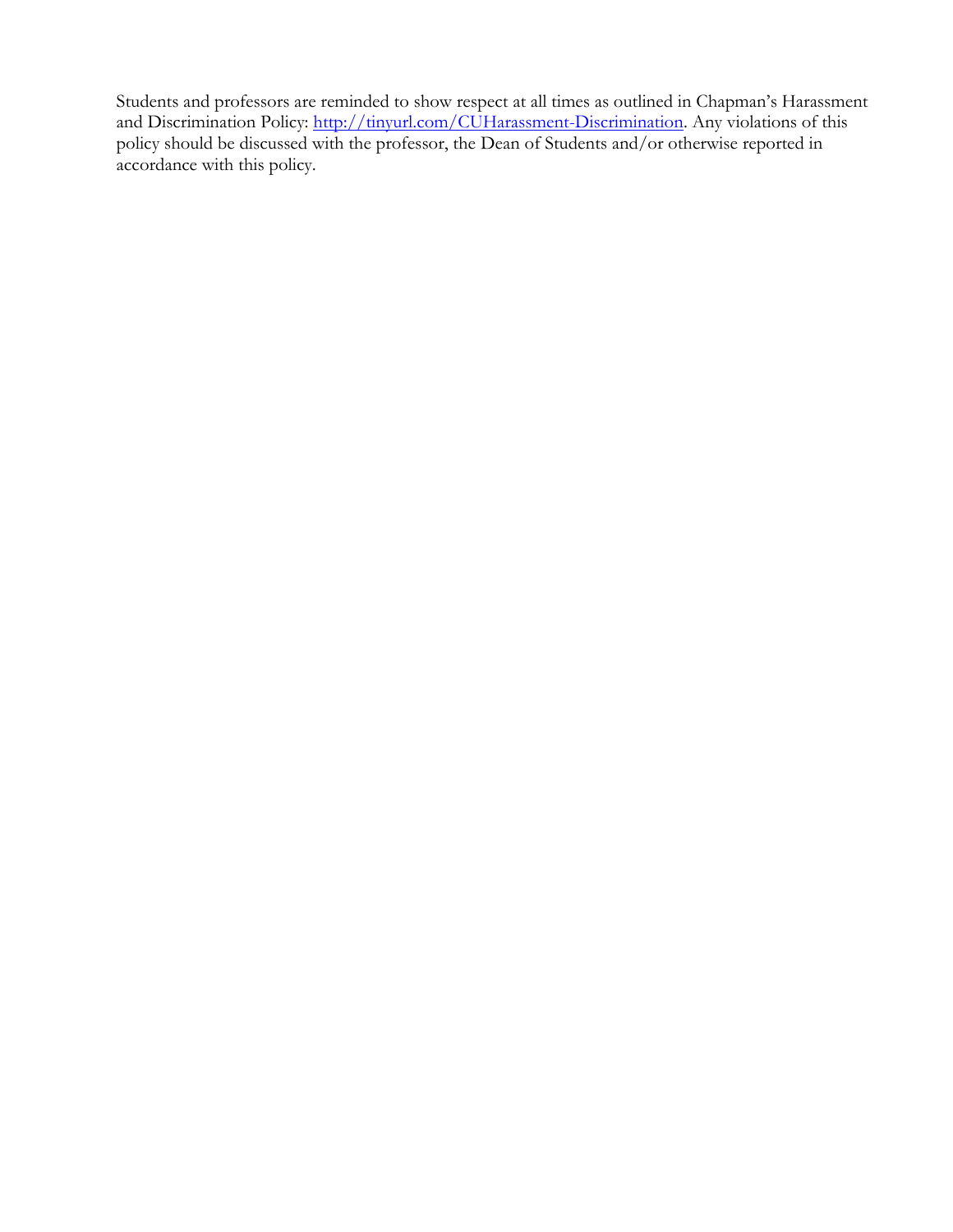Students and professors are reminded to show respect at all times as outlined in Chapman's Harassment and Discrimination Policy: [http://tinyurl.com/CUHarassment-Discrimination](http://tinyurl.com/CUHarassment-Discrimination). Any violations of this policy should be discussed with the professor, the Dean of Students and/or otherwise reported in accordance with this policy.